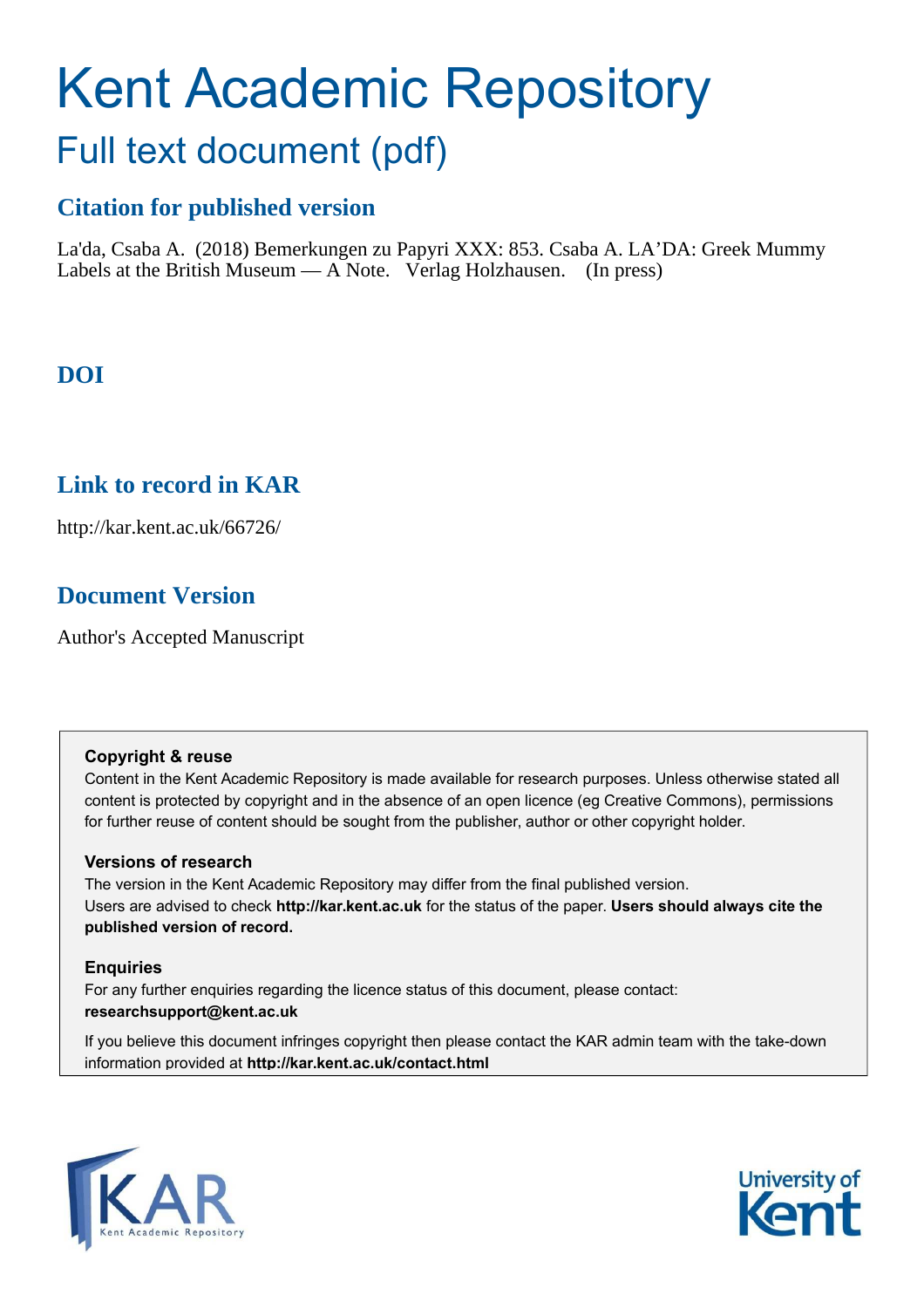# Kent Academic Repository

## Full text document (pdf)

### Citation for published version

La'da, Csaba A. (2018) Bemerkungen zu Papyri XXX: 853. Csaba A. LA'DA: Greek Mummy Labels at the British Museum — A Note. Verlag Holzhausen. (In press)

### DOI

### Link to record in KAR

http://kar.kent.ac.uk/66726/

### Document Version

Author's Accepted Manuscript

**Copyright & reuse**

Content in the Kent Academic Repository is made available for research purposes. Unless otherwise stated all content is protected by copyright and in the absence of an open licence (eg Creative Commons), permissions for further reuse of content should be sought from the publisher, author or other copyright holder.

**Versions of research**

The version in the Kent Academic Repository may differ from the final published version. Users are advised to check **http://kar.kent.ac.uk** for the status of the paper. **Users should always cite the published version of record.**

**Enquiries**

For any further enquiries regarding the licence status of this document, please contact: **researchsupport@kent.ac.uk**

If you believe this document infringes copyright then please contact the KAR admin team with the take-down information provided at **http://kar.kent.ac.uk/contact.html**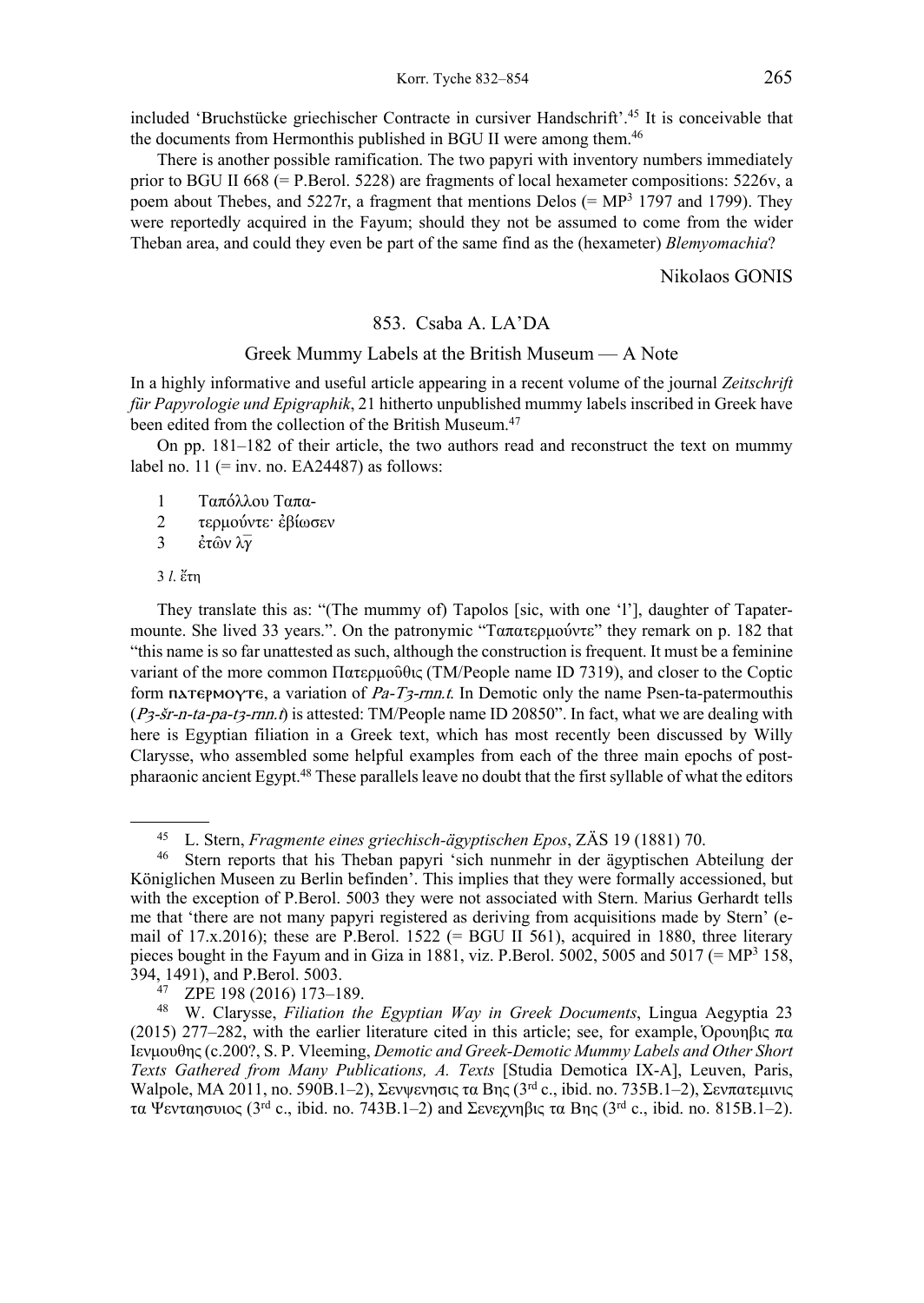included 'Bruchstücke griechischer Contracte in cursiver Handschrift'.[45] It is conceivable that the documents from Hermonthis published in BGU II were among them.[46]

There is another possible ramification. The two papyri with inventory numbers immediately prior to BGU II 668 (= P.Berol. 5228) are fragments of local hexameter compositions: 5226v, a poem about Thebes, and 5227r, a fragment that mentions Delos (= MP[3] 1797 and 1799). They were reportedly acquired in the Fayum; should they not be assumed to come from the wider Theban area, and could they even be part of the same find as the (hexameter) *Blemyomachia*?

Nikolaos GONIS

## 853. Csaba A. LA'DA

### Greek Mummy Labels at the British Museum — A Note

In a highly informative and useful article appearing in a recent volume of the journal *Zeitschrift für Papyrologie und Epigraphik*, 21 hitherto unpublished mummy labels inscribed in Greek have been edited from the collection of the British Museum.[47]

On pp. 181–182 of their article, the two authors read and reconstruct the text on mummy label no. 11 (= inv. no. EA24487) as follows:

1 Ταπόλλου Ταπα-
2 τερμούντε· ἐβίωσεν
3 ἐ̣τῶν λ̅γ̅

3 *l.* ἔτη

They translate this as: "(The mummy of) Tapolos [sic, with one 'l'], daughter of Tapatermounte. She lived 33 years.". On the patronymic "Ταπατερμούντε" they remark on p. 182 that "this name is so far unattested as such, although the construction is frequent. It must be a feminine variant of the more common Πατερμοῦθις (TM/People name ID 7319), and closer to the Coptic form πατερμογτε, a variation of *Pa-Tȝ-rnn.t*. In Demotic only the name Psen-ta-patermouthis (*Pȝ-šr-n-ta-pa-tȝ-rnn.t*) is attested: TM/People name ID 20850". In fact, what we are dealing with here is Egyptian filiation in a Greek text, which has most recently been discussed by Willy Clarysse, who assembled some helpful examples from each of the three main epochs of post-pharaonic ancient Egypt.[48] These parallels leave no doubt that the first syllable of what the editors

---

[45] L. Stern, *Fragmente eines griechisch-ägyptischen Epos*, ZÄS 19 (1881) 70.

[46] Stern reports that his Theban papyri 'sich nunmehr in der ägyptischen Abteilung der Königlichen Museen zu Berlin befinden'. This implies that they were formally accessioned, but with the exception of P.Berol. 5003 they were not associated with Stern. Marius Gerhardt tells me that 'there are not many papyri registered as deriving from acquisitions made by Stern' (e-mail of 17.x.2016); these are P.Berol. 1522 (= BGU II 561), acquired in 1880, three literary pieces bought in the Fayum and in Giza in 1881, viz. P.Berol. 5002, 5005 and 5017 (= MP[3] 158, 394, 1491), and P.Berol. 5003.

[47] ZPE 198 (2016) 173–189.

[48] W. Clarysse, *Filiation the Egyptian Way in Greek Documents*, Lingua Aegyptia 23 (2015) 277–282, with the earlier literature cited in this article; see, for example, Ὀρουηβις πα Ιενμουθης (c.200?, S. P. Vleeming, *Demotic and Greek-Demotic Mummy Labels and Other Short Texts Gathered from Many Publications, A. Texts* [Studia Demotica IX-A], Leuven, Paris, Walpole, MA 2011, no. 590B.1–2), Σενψενησις τα Βης (3rd c., ibid. no. 735B.1–2), Σενπατεμινις τα Ψενταησυιος (3rd c., ibid. no. 743B.1–2) and Σενεχνηβις τα Βης (3rd c., ibid. no. 815B.1–2).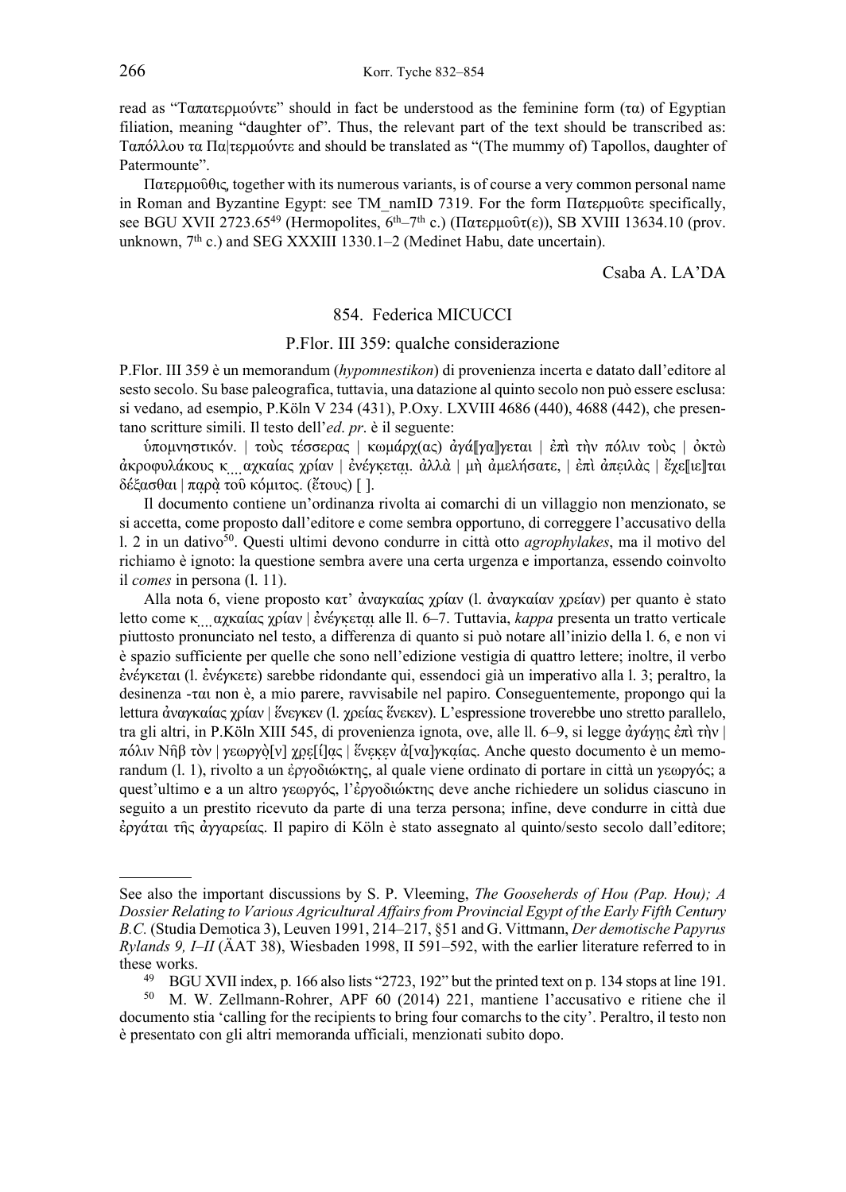read as "Ταπατερμούντε" should in fact be understood as the feminine form (τα) of Egyptian filiation, meaning "daughter of". Thus, the relevant part of the text should be transcribed as: Ταπόλλου τα Πα|τερμούντε and should be translated as "(The mummy of) Tapollos, daughter of Patermounte".

Πατερμοῦθις, together with its numerous variants, is of course a very common personal name in Roman and Byzantine Egypt: see TM_namID 7319. For the form Πατερμοῦτε specifically, see BGU XVII 2723.65[49] (Hermopolites, 6th–7th c.) (Πατερμοῦτ(ε)), SB XVIII 13634.10 (prov. unknown, 7th c.) and SEG XXXIII 1330.1–2 (Medinet Habu, date uncertain).

Csaba A. LA'DA

## 854. Federica MICUCCI

### P.Flor. III 359: qualche considerazione

P.Flor. III 359 è un memorandum (*hypomnestikon*) di provenienza incerta e datato dall'editore al sesto secolo. Su base paleografica, tuttavia, una datazione al quinto secolo non può essere esclusa: si vedano, ad esempio, P.Köln V 234 (431), P.Oxy. LXVIII 4686 (440), 4688 (442), che presentano scritture simili. Il testo dell'*ed. pr*. è il seguente:

ὑπομνηστικόν. | τοὺς τέσσερας | κωμάρχ(ας) ἀγά⟦γα⟧γεται | ἐπὶ τὴν πόλιν τοὺς | ὀκτὼ ἀκροφυλάκους κ̣...αχκαίας χρίαν | ἐνέγκεταῑ. ἀλλὰ | μὴ ἀμελήσατε, | ἐπὶ ἀπειλὰς | ἔχε⟦ιε⟧ται δέξασθαι | παρὰ τοῦ κόμιτος. (ἔτους) [ ].

Il documento contiene un'ordinanza rivolta ai comarchi di un villaggio non menzionato, se si accetta, come proposto dall'editore e come sembra opportuno, di correggere l'accusativo della l. 2 in un dativo[50]. Questi ultimi devono condurre in città otto *agrophylakes*, ma il motivo del richiamo è ignoto: la questione sembra avere una certa urgenza e importanza, essendo coinvolto il *comes* in persona (l. 11).

Alla nota 6, viene proposto κατ' ἀναγκαίας χρίαν (l. ἀναγκαίαν χρείαν) per quanto è stato letto come κ̣...αχκαίας χρίαν | ἐνέγκεταῑ alle ll. 6–7. Tuttavia, *kappa* presenta un tratto verticale piuttosto pronunciato nel testo, a differenza di quanto si può notare all'inizio della l. 6, e non vi è spazio sufficiente per quelle che sono nell'edizione vestigia di quattro lettere; inoltre, il verbo ἐνέγκεται (l. ἐνέγκετε) sarebbe ridondante qui, essendoci già un imperativo alla l. 3; peraltro, la desinenza -ται non è, a mio parere, ravvisabile nel papiro. Conseguentemente, propongo qui la lettura ἀναγκαίας χρίαν | ἕνεγκεν (l. χρείας ἕνεκεν). L'espressione troverebbe uno stretto parallelo, tra gli altri, in P.Köln XIII 545, di provenienza ignota, ove, alle ll. 6–9, si legge ἀγάγης ἐπὶ τὴν | πόλιν Νῆβ τὸν | γεωργὸ̣[ν] χρε̣[ί]α̣ς | ἕνε̣κ̣εν ἀ[να]γκα̣ίας. Anche questo documento è un memorandum (l. 1), rivolto a un ἐργοδιώκτης, al quale viene ordinato di portare in città un γεωργός; a quest'ultimo e a un altro γεωργός, l'ἐργοδιώκτης deve anche richiedere un solidus ciascuno in seguito a un prestito ricevuto da parte di una terza persona; infine, deve condurre in città due ἐργάται τῆς ἀγγαρείας. Il papiro di Köln è stato assegnato al quinto/sesto secolo dall'editore;

---

See also the important discussions by S. P. Vleeming, *The Gooseherds of Hou (Pap. Hou); A Dossier Relating to Various Agricultural Affairs from Provincial Egypt of the Early Fifth Century B.C.* (Studia Demotica 3), Leuven 1991, 214–217, §51 and G. Vittmann, *Der demotische Papyrus Rylands 9, I–II* (ÄAT 38), Wiesbaden 1998, II 591–592, with the earlier literature referred to in these works.

[49] BGU XVII index, p. 166 also lists "2723, 192" but the printed text on p. 134 stops at line 191.

[50] M. W. Zellmann-Rohrer, APF 60 (2014) 221, mantiene l'accusativo e ritiene che il documento stia 'calling for the recipients to bring four comarchs to the city'. Peraltro, il testo non è presentato con gli altri memoranda ufficiali, menzionati subito dopo.